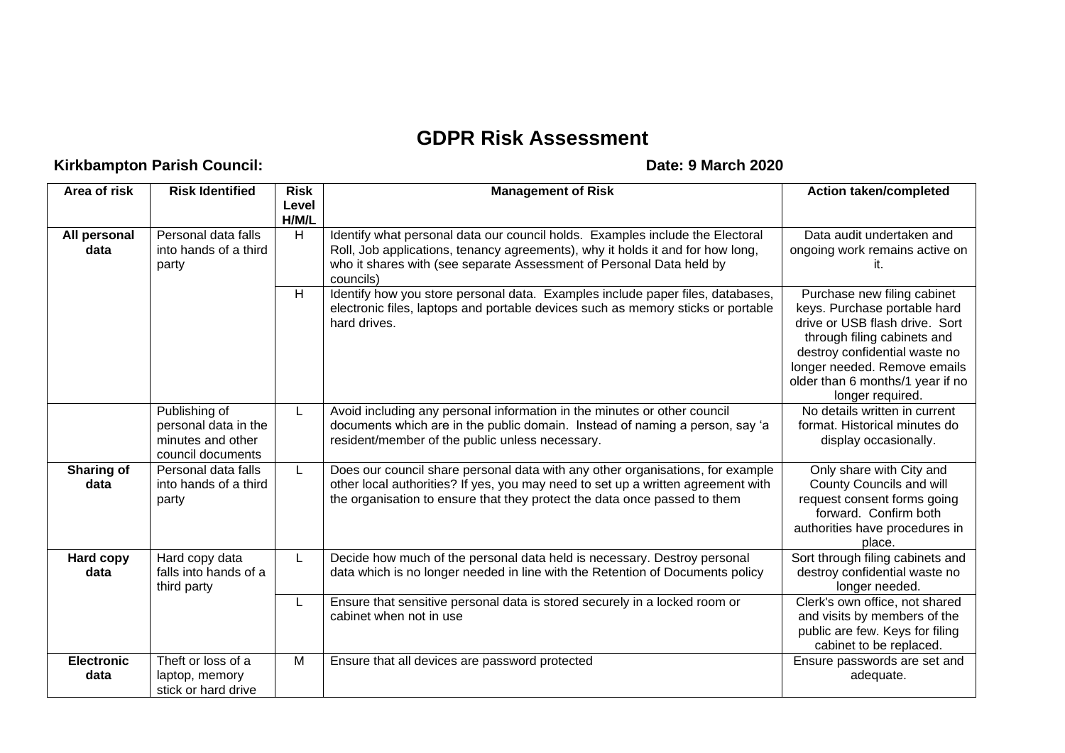# GDPR Risk Assessment

**Kirkbampton Parish Council:** **Date: 9 March 2020**

| Area of risk | Risk Identified | Risk Level H/M/L | Management of Risk | Action taken/completed |
|---|---|---|---|---|
| **All personal data** | Personal data falls into hands of a third party | H | Identify what personal data our council holds. Examples include the Electoral Roll, Job applications, tenancy agreements), why it holds it and for how long, who it shares with (see separate Assessment of Personal Data held by councils) | Data audit undertaken and ongoing work remains active on it. |
| | | H | Identify how you store personal data. Examples include paper files, databases, electronic files, laptops and portable devices such as memory sticks or portable hard drives. | Purchase new filing cabinet keys. Purchase portable hard drive or USB flash drive. Sort through filing cabinets and destroy confidential waste no longer needed. Remove emails older than 6 months/1 year if no longer required. |
| | Publishing of personal data in the minutes and other council documents | L | Avoid including any personal information in the minutes or other council documents which are in the public domain. Instead of naming a person, say 'a resident/member of the public unless necessary. | No details written in current format. Historical minutes do display occasionally. |
| **Sharing of data** | Personal data falls into hands of a third party | L | Does our council share personal data with any other organisations, for example other local authorities? If yes, you may need to set up a written agreement with the organisation to ensure that they protect the data once passed to them | Only share with City and County Councils and will request consent forms going forward. Confirm both authorities have procedures in place. |
| **Hard copy data** | Hard copy data falls into hands of a third party | L | Decide how much of the personal data held is necessary. Destroy personal data which is no longer needed in line with the Retention of Documents policy | Sort through filing cabinets and destroy confidential waste no longer needed. |
| | | L | Ensure that sensitive personal data is stored securely in a locked room or cabinet when not in use | Clerk's own office, not shared and visits by members of the public are few. Keys for filing cabinet to be replaced. |
| **Electronic data** | Theft or loss of a laptop, memory stick or hard drive | M | Ensure that all devices are password protected | Ensure passwords are set and adequate. |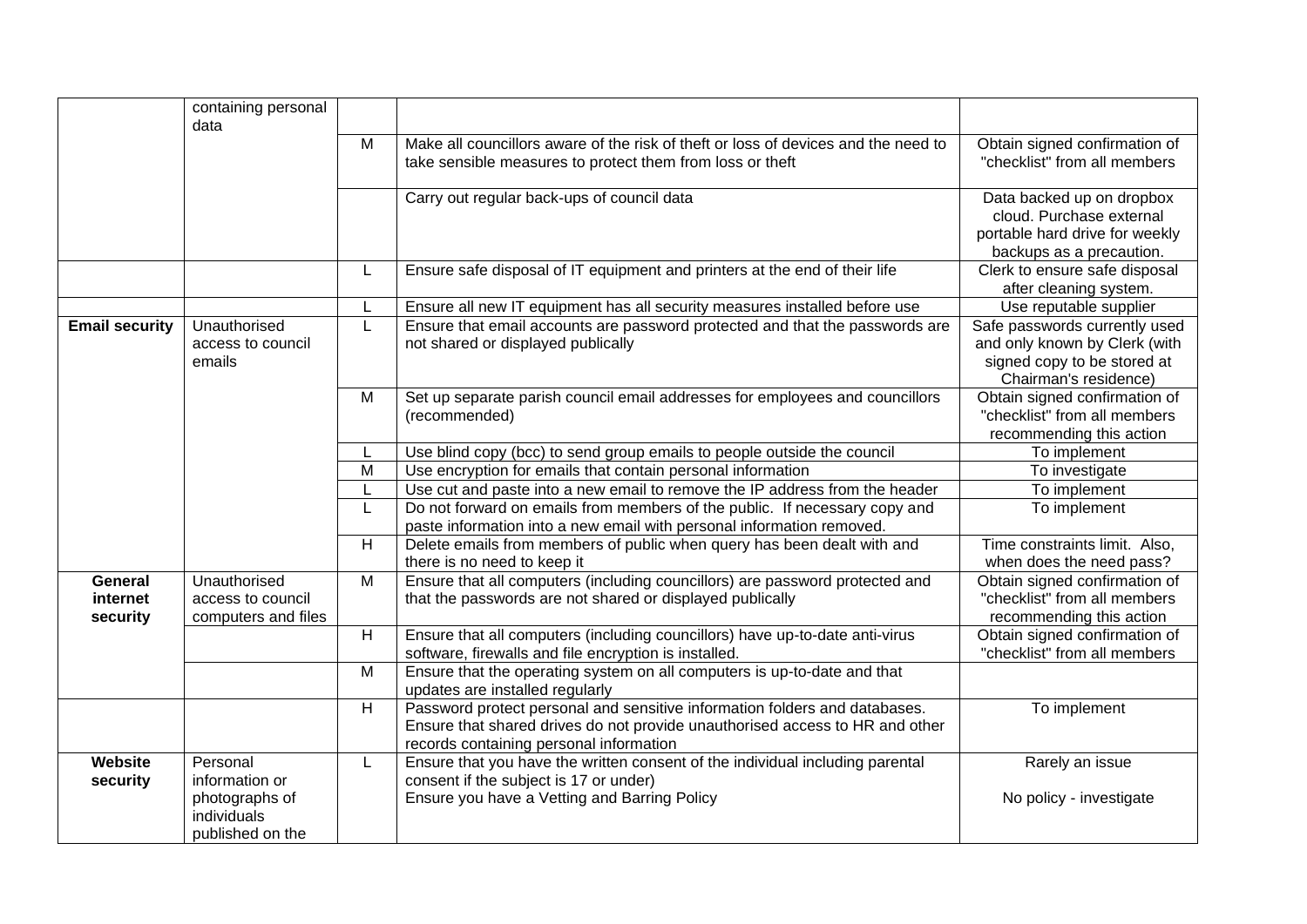| | | | | |
|---|---|---|---|---|
| | containing personal data | | | |
| | | M | Make all councillors aware of the risk of theft or loss of devices and the need to take sensible measures to protect them from loss or theft | Obtain signed confirmation of "checklist" from all members |
| | | | Carry out regular back-ups of council data | Data backed up on dropbox cloud. Purchase external portable hard drive for weekly backups as a precaution. |
| | | L | Ensure safe disposal of IT equipment and printers at the end of their life | Clerk to ensure safe disposal after cleaning system. |
| | | L | Ensure all new IT equipment has all security measures installed before use | Use reputable supplier |
| **Email security** | Unauthorised access to council emails | L | Ensure that email accounts are password protected and that the passwords are not shared or displayed publically | Safe passwords currently used and only known by Clerk (with signed copy to be stored at Chairman's residence) |
| | | M | Set up separate parish council email addresses for employees and councillors (recommended) | Obtain signed confirmation of "checklist" from all members recommending this action |
| | | L | Use blind copy (bcc) to send group emails to people outside the council | To implement |
| | | M | Use encryption for emails that contain personal information | To investigate |
| | | L | Use cut and paste into a new email to remove the IP address from the header | To implement |
| | | L | Do not forward on emails from members of the public. If necessary copy and paste information into a new email with personal information removed. | To implement |
| | | H | Delete emails from members of public when query has been dealt with and there is no need to keep it | Time constraints limit. Also, when does the need pass? |
| **General internet security** | Unauthorised access to council computers and files | M | Ensure that all computers (including councillors) are password protected and that the passwords are not shared or displayed publically | Obtain signed confirmation of "checklist" from all members recommending this action |
| | | H | Ensure that all computers (including councillors) have up-to-date anti-virus software, firewalls and file encryption is installed. | Obtain signed confirmation of "checklist" from all members |
| | | M | Ensure that the operating system on all computers is up-to-date and that updates are installed regularly | |
| | | H | Password protect personal and sensitive information folders and databases. Ensure that shared drives do not provide unauthorised access to HR and other records containing personal information | To implement |
| **Website security** | Personal information or photographs of individuals published on the | L | Ensure that you have the written consent of the individual including parental consent if the subject is 17 or under)<br>Ensure you have a Vetting and Barring Policy | Rarely an issue<br><br>No policy - investigate |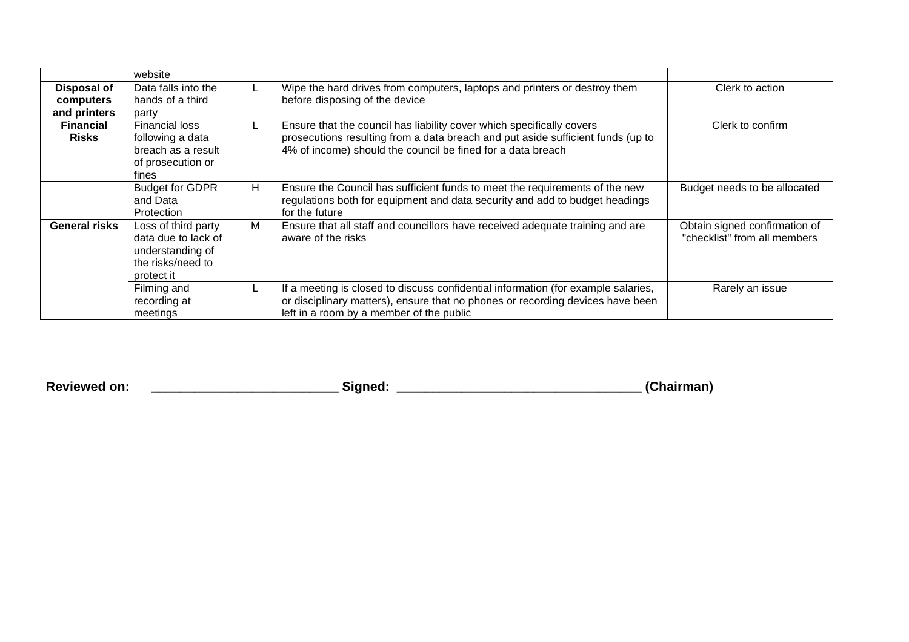| | | | | |
|---|---|---|---|---|
| | website | | | |
| **Disposal of computers and printers** | Data falls into the hands of a third party | L | Wipe the hard drives from computers, laptops and printers or destroy them before disposing of the device | Clerk to action |
| **Financial Risks** | Financial loss following a data breach as a result of prosecution or fines | L | Ensure that the council has liability cover which specifically covers prosecutions resulting from a data breach and put aside sufficient funds (up to 4% of income) should the council be fined for a data breach | Clerk to confirm |
| | Budget for GDPR and Data Protection | H | Ensure the Council has sufficient funds to meet the requirements of the new regulations both for equipment and data security and add to budget headings for the future | Budget needs to be allocated |
| **General risks** | Loss of third party data due to lack of understanding of the risks/need to protect it | M | Ensure that all staff and councillors have received adequate training and are aware of the risks | Obtain signed confirmation of "checklist" from all members |
| | Filming and recording at meetings | L | If a meeting is closed to discuss confidential information (for example salaries, or disciplinary matters), ensure that no phones or recording devices have been left in a room by a member of the public | Rarely an issue |

**Reviewed on:** ___________________________ **Signed:** ____________________________________ **(Chairman)**